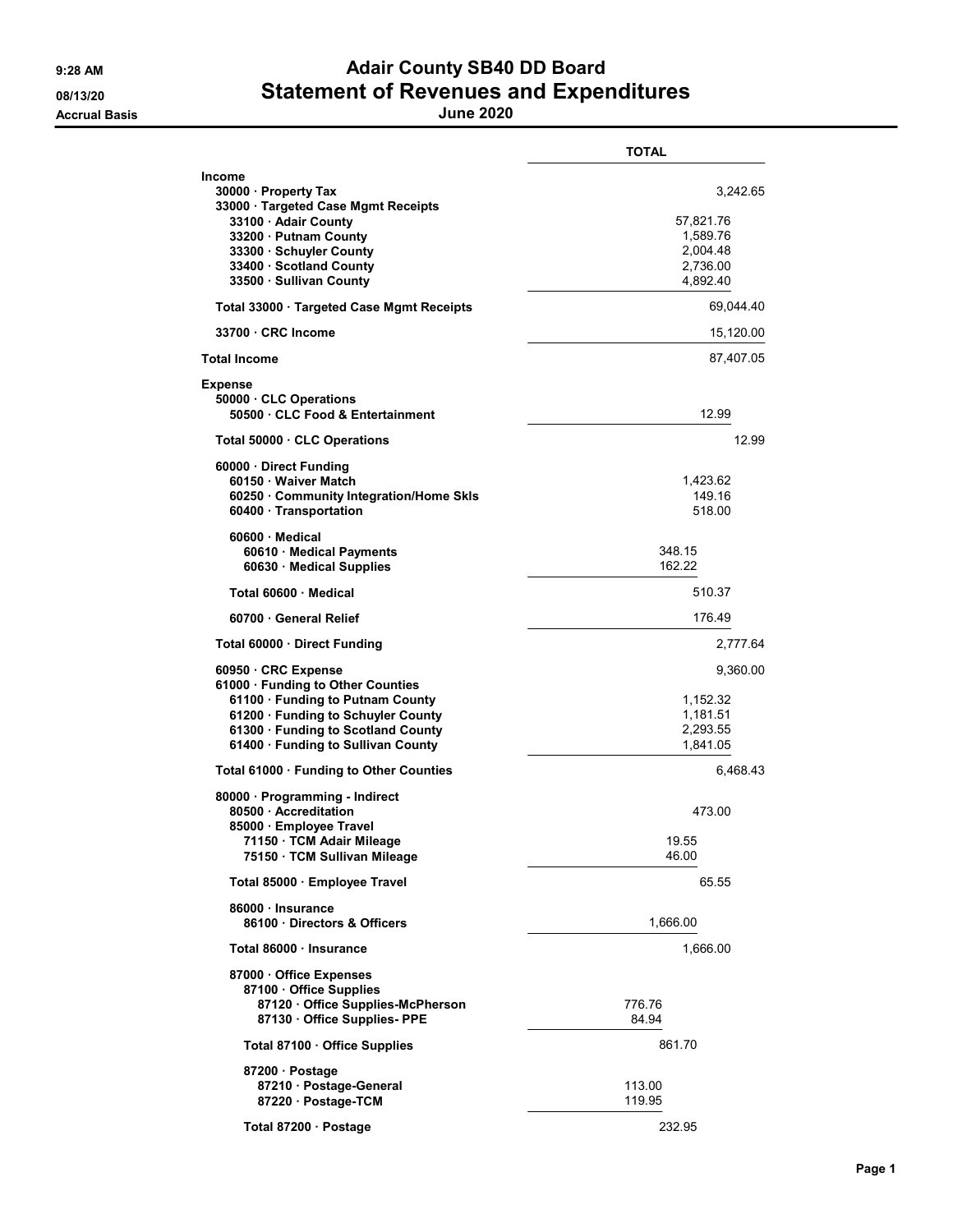# Adair County SB40 DD Board

## Statement of Revenues and Expenditures

**June 2020**

9:28 AM
08/13/20
Accrual Basis

| | TOTAL |
|---|---|
| **Income** | |
| 30000 · Property Tax | 3,242.65 |
| 33000 · Targeted Case Mgmt Receipts | |
| 33100 · Adair County | 57,821.76 |
| 33200 · Putnam County | 1,589.76 |
| 33300 · Schuyler County | 2,004.48 |
| 33400 · Scotland County | 2,736.00 |
| 33500 · Sullivan County | 4,892.40 |
| Total 33000 · Targeted Case Mgmt Receipts | 69,044.40 |
| 33700 · CRC Income | 15,120.00 |
| **Total Income** | 87,407.05 |
| **Expense** | |
| 50000 · CLC Operations | |
| 50500 · CLC Food & Entertainment | 12.99 |
| Total 50000 · CLC Operations | 12.99 |
| 60000 · Direct Funding | |
| 60150 · Waiver Match | 1,423.62 |
| 60250 · Community Integration/Home Skls | 149.16 |
| 60400 · Transportation | 518.00 |
| 60600 · Medical | |
| 60610 · Medical Payments | 348.15 |
| 60630 · Medical Supplies | 162.22 |
| Total 60600 · Medical | 510.37 |
| 60700 · General Relief | 176.49 |
| Total 60000 · Direct Funding | 2,777.64 |
| 60950 · CRC Expense | 9,360.00 |
| 61000 · Funding to Other Counties | |
| 61100 · Funding to Putnam County | 1,152.32 |
| 61200 · Funding to Schuyler County | 1,181.51 |
| 61300 · Funding to Scotland County | 2,293.55 |
| 61400 · Funding to Sullivan County | 1,841.05 |
| Total 61000 · Funding to Other Counties | 6,468.43 |
| 80000 · Programming - Indirect | |
| 80500 · Accreditation | 473.00 |
| 85000 · Employee Travel | |
| 71150 · TCM Adair Mileage | 19.55 |
| 75150 · TCM Sullivan Mileage | 46.00 |
| Total 85000 · Employee Travel | 65.55 |
| 86000 · Insurance | |
| 86100 · Directors & Officers | 1,666.00 |
| Total 86000 · Insurance | 1,666.00 |
| 87000 · Office Expenses | |
| 87100 · Office Supplies | |
| 87120 · Office Supplies-McPherson | 776.76 |
| 87130 · Office Supplies- PPE | 84.94 |
| Total 87100 · Office Supplies | 861.70 |
| 87200 · Postage | |
| 87210 · Postage-General | 113.00 |
| 87220 · Postage-TCM | 119.95 |
| Total 87200 · Postage | 232.95 |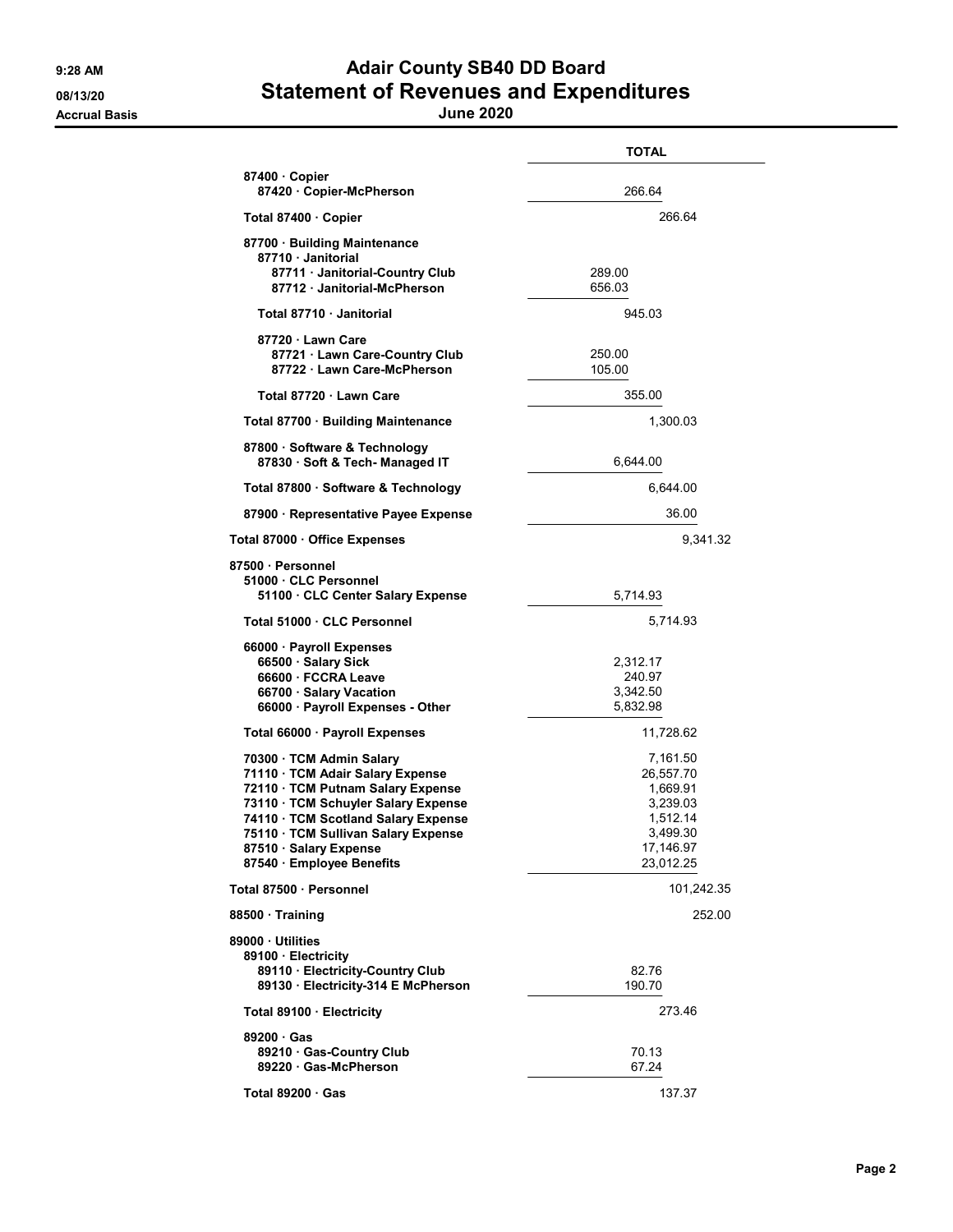# Adair County SB40 DD Board

## Statement of Revenues and Expenditures

**June 2020**

9:28 AM
08/13/20
Accrual Basis

| | | TOTAL |
|---|---|---|
| 87400 · Copier | | |
| 87420 · Copier-McPherson | 266.64 | |
| Total 87400 · Copier | | 266.64 |
| 87700 · Building Maintenance | | |
| 87710 · Janitorial | | |
| 87711 · Janitorial-Country Club | 289.00 | |
| 87712 · Janitorial-McPherson | 656.03 | |
| Total 87710 · Janitorial | 945.03 | |
| 87720 · Lawn Care | | |
| 87721 · Lawn Care-Country Club | 250.00 | |
| 87722 · Lawn Care-McPherson | 105.00 | |
| Total 87720 · Lawn Care | 355.00 | |
| Total 87700 · Building Maintenance | | 1,300.03 |
| 87800 · Software & Technology | | |
| 87830 · Soft & Tech- Managed IT | 6,644.00 | |
| Total 87800 · Software & Technology | | 6,644.00 |
| 87900 · Representative Payee Expense | | 36.00 |
| Total 87000 · Office Expenses | | 9,341.32 |
| 87500 · Personnel | | |
| 51000 · CLC Personnel | | |
| 51100 · CLC Center Salary Expense | 5,714.93 | |
| Total 51000 · CLC Personnel | | 5,714.93 |
| 66000 · Payroll Expenses | | |
| 66500 · Salary Sick | 2,312.17 | |
| 66600 · FCCRA Leave | 240.97 | |
| 66700 · Salary Vacation | 3,342.50 | |
| 66000 · Payroll Expenses - Other | 5,832.98 | |
| Total 66000 · Payroll Expenses | | 11,728.62 |
| 70300 · TCM Admin Salary | | 7,161.50 |
| 71110 · TCM Adair Salary Expense | | 26,557.70 |
| 72110 · TCM Putnam Salary Expense | | 1,669.91 |
| 73110 · TCM Schuyler Salary Expense | | 3,239.03 |
| 74110 · TCM Scotland Salary Expense | | 1,512.14 |
| 75110 · TCM Sullivan Salary Expense | | 3,499.30 |
| 87510 · Salary Expense | | 17,146.97 |
| 87540 · Employee Benefits | | 23,012.25 |
| Total 87500 · Personnel | | 101,242.35 |
| 88500 · Training | | 252.00 |
| 89000 · Utilities | | |
| 89100 · Electricity | | |
| 89110 · Electricity-Country Club | 82.76 | |
| 89130 · Electricity-314 E McPherson | 190.70 | |
| Total 89100 · Electricity | | 273.46 |
| 89200 · Gas | | |
| 89210 · Gas-Country Club | 70.13 | |
| 89220 · Gas-McPherson | 67.24 | |
| Total 89200 · Gas | | 137.37 |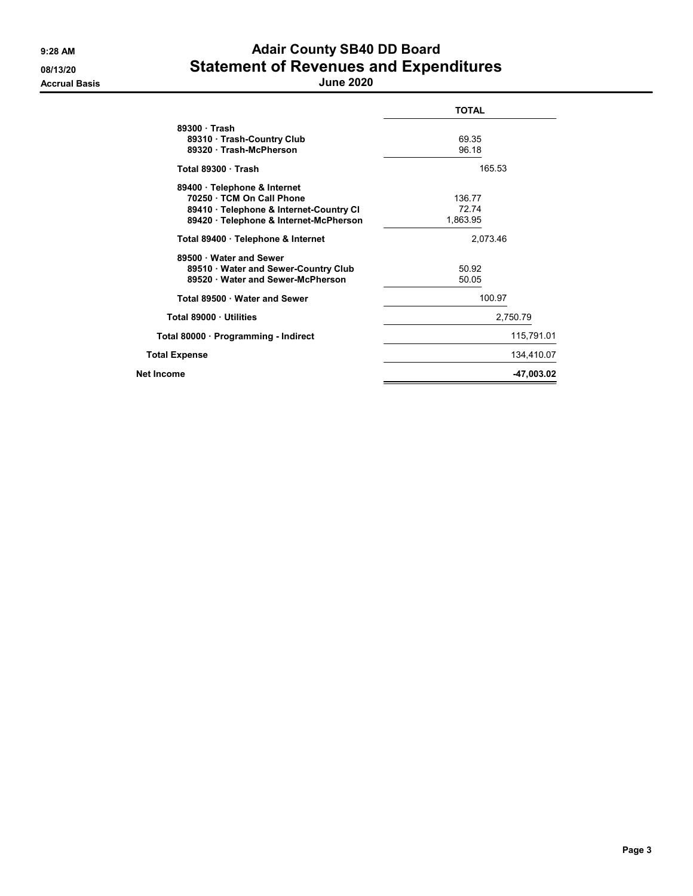# Adair County SB40 DD Board
## Statement of Revenues and Expenditures
### June 2020

9:28 AM
08/13/20
Accrual Basis

| | TOTAL | |
|---|---|---|
| 89300 · Trash | | |
| 89310 · Trash-Country Club | 69.35 | |
| 89320 · Trash-McPherson | 96.18 | |
| Total 89300 · Trash | | 165.53 |
| 89400 · Telephone & Internet | | |
| 70250 · TCM On Call Phone | 136.77 | |
| 89410 · Telephone & Internet-Country Cl | 72.74 | |
| 89420 · Telephone & Internet-McPherson | 1,863.95 | |
| Total 89400 · Telephone & Internet | | 2,073.46 |
| 89500 · Water and Sewer | | |
| 89510 · Water and Sewer-Country Club | 50.92 | |
| 89520 · Water and Sewer-McPherson | 50.05 | |
| Total 89500 · Water and Sewer | | 100.97 |
| Total 89000 · Utilities | | 2,750.79 |
| Total 80000 · Programming - Indirect | | 115,791.01 |
| Total Expense | | 134,410.07 |
| Net Income | | -47,003.02 |